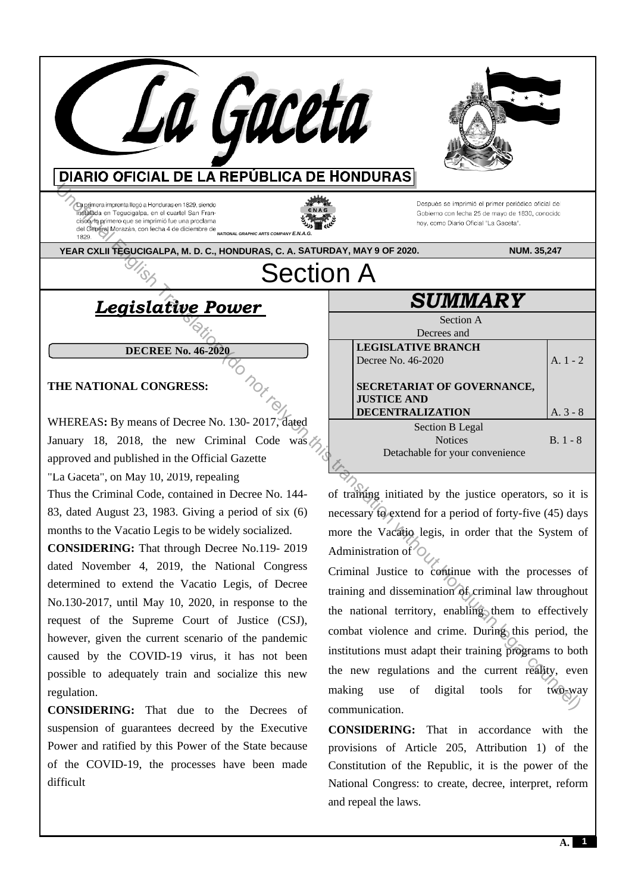# La Gaceta

DIARIO OFICIAL DE LA REPÚBLICA DE HONDURAS

La primera imprenta llegó a Honduras en 1829, siendo instalada en Tegucigalpa, en el cuartel San Francisco, lo primero que se imprimió fue una proclama del General Morazán, con fecha 4 de diciembre de 1829.

NATIONAL GRAPHIC ARTS COMPANY E.N.A.G.

Después se imprimió el primer periódico oficial de Gobierno con fecha 25 de mayo de 1830, conocido hoy, como Diario Oficial "La Gaceta".

**YEAR CXLII TEGUCIGALPA, M. D. C., HONDURAS, C. A. SATURDAY, MAY 9 OF 2020. NUM. 35,247**

# Section A

## SUMMARY

| Section A Decrees and | |
|---|---|
| **LEGISLATIVE BRANCH** Decree No. 46-2020 | A. 1 - 2 |
| **SECRETARIAT OF GOVERNANCE, JUSTICE AND DECENTRALIZATION** | A. 3 - 8 |
| Section B Legal Notices Detachable for your convenience | B. 1 - 8 |

## *Legislative Power*

**DECREE No. 46-2020**

**THE NATIONAL CONGRESS:**

WHEREAS**:** By means of Decree No. 130- 2017, dated January 18, 2018, the new Criminal Code was approved and published in the Official Gazette "La Gaceta", on May 10, 2019, repealing Thus the Criminal Code, contained in Decree No. 144-83, dated August 23, 1983. Giving a period of six (6) months to the Vacatio Legis to be widely socialized.

**CONSIDERING:** That through Decree No.119- 2019 dated November 4, 2019, the National Congress determined to extend the Vacatio Legis, of Decree No.130-2017, until May 10, 2020, in response to the request of the Supreme Court of Justice (CSJ), however, given the current scenario of the pandemic caused by the COVID-19 virus, it has not been possible to adequately train and socialize this new regulation.

**CONSIDERING:** That due to the Decrees of suspension of guarantees decreed by the Executive Power and ratified by this Power of the State because of the COVID-19, the processes have been made difficult of training initiated by the justice operators, so it is necessary to extend for a period of forty-five (45) days more the Vacatio legis, in order that the System of Administration of Criminal Justice to continue with the processes of training and dissemination of criminal law throughout the national territory, enabling them to effectively combat violence and crime. During this period, the institutions must adapt their training programs to both the new regulations and the current reality, even making use of digital tools for two-way communication.

**CONSIDERING:** That in accordance with the provisions of Article 205, Attribution 1) of the Constitution of the Republic, it is the power of the National Congress: to create, decree, interpret, reform and repeal the laws.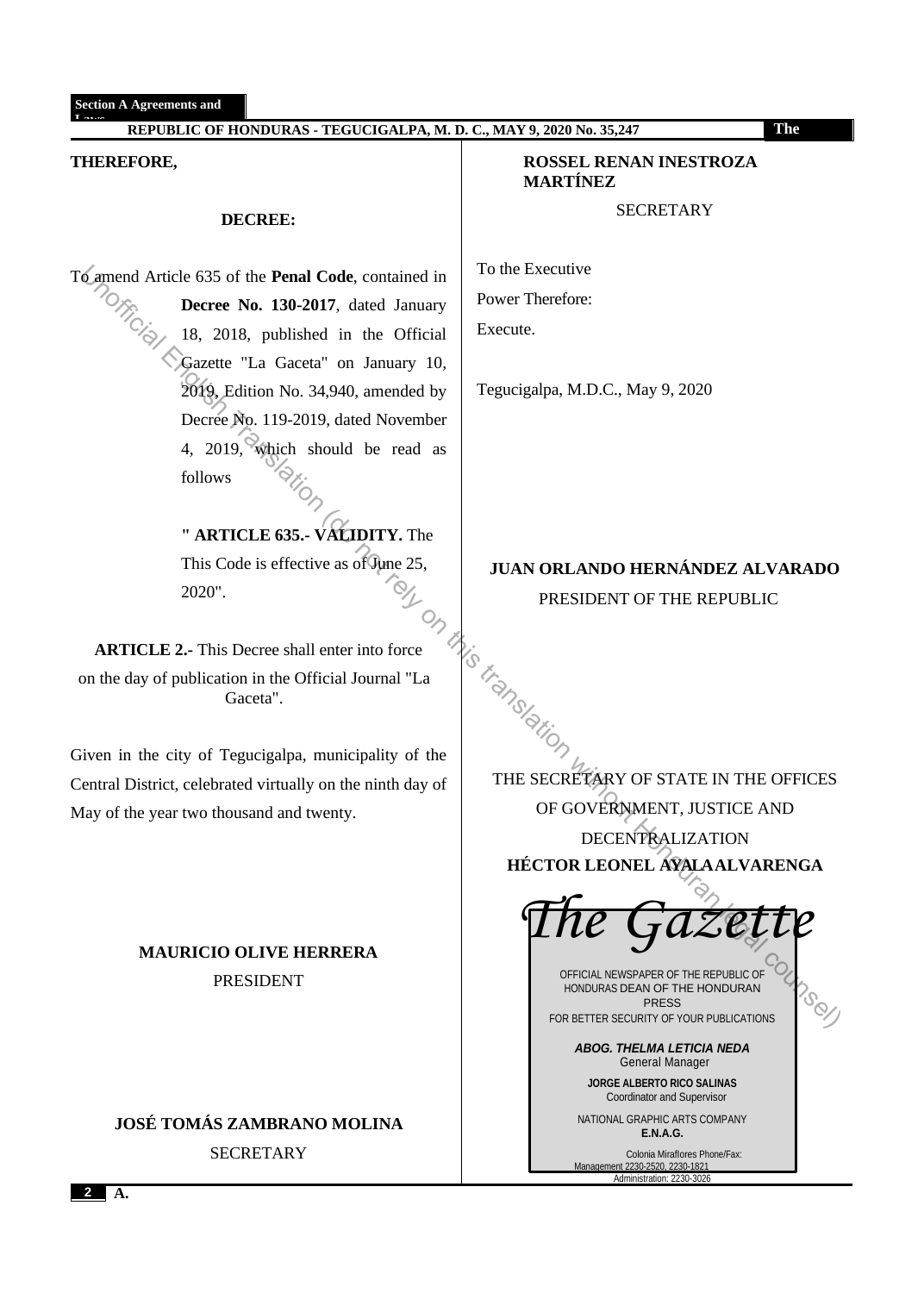**THEREFORE,**

**DECREE:**

To amend Article 635 of the **Penal Code**, contained in **Decree No. 130-2017**, dated January 18, 2018, published in the Official Gazette "La Gaceta" on January 10, 2019, Edition No. 34,940, amended by Decree No. 119-2019, dated November 4, 2019, which should be read as follows

**" ARTICLE 635.- VALIDITY.** The This Code is effective as of June 25, 2020".

**ARTICLE 2.-** This Decree shall enter into force on the day of publication in the Official Journal "La Gaceta".

Given in the city of Tegucigalpa, municipality of the Central District, celebrated virtually on the ninth day of May of the year two thousand and twenty.

**MAURICIO OLIVE HERRERA**
PRESIDENT

**JOSÉ TOMÁS ZAMBRANO MOLINA**
SECRETARY

**ROSSEL RENAN INESTROZA MARTÍNEZ**
SECRETARY

To the Executive Power Therefore:
Execute.

Tegucigalpa, M.D.C., May 9, 2020

**JUAN ORLANDO HERNÁNDEZ ALVARADO**
PRESIDENT OF THE REPUBLIC

THE SECRETARY OF STATE IN THE OFFICES OF GOVERNMENT, JUSTICE AND DECENTRALIZATION
**HÉCTOR LEONEL AYALA ALVARENGA**

*The Gazette*

OFFICIAL NEWSPAPER OF THE REPUBLIC OF HONDURAS DEAN OF THE HONDURAN PRESS
FOR BETTER SECURITY OF YOUR PUBLICATIONS

***ABOG. THELMA LETICIA NEDA***
General Manager

**JORGE ALBERTO RICO SALINAS**
Coordinator and Supervisor

NATIONAL GRAPHIC ARTS COMPANY
**E.N.A.G.**

Colonia Miraflores Phone/Fax:
Management 2230-2520, 2230-1821
Administration: 2230-3026